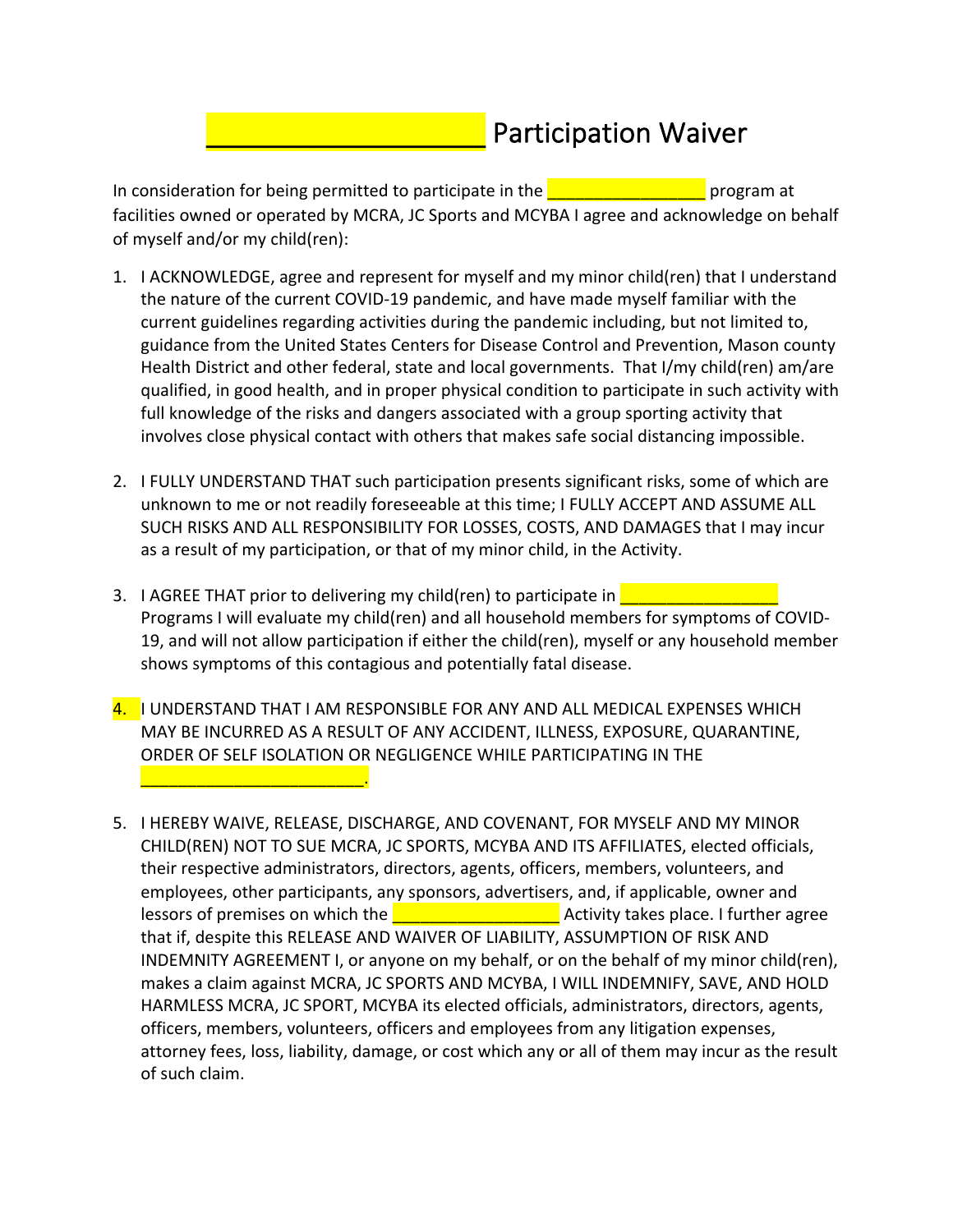# ____________________ Participation Waiver

In consideration for being permitted to participate in the _________________ program at facilities owned or operated by MCRA, JC Sports and MCYBA I agree and acknowledge on behalf of myself and/or my child(ren):

1. I ACKNOWLEDGE, agree and represent for myself and my minor child(ren) that I understand the nature of the current COVID-19 pandemic, and have made myself familiar with the current guidelines regarding activities during the pandemic including, but not limited to, guidance from the United States Centers for Disease Control and Prevention, Mason county Health District and other federal, state and local governments. That I/my child(ren) am/are qualified, in good health, and in proper physical condition to participate in such activity with full knowledge of the risks and dangers associated with a group sporting activity that involves close physical contact with others that makes safe social distancing impossible.

2. I FULLY UNDERSTAND THAT such participation presents significant risks, some of which are unknown to me or not readily foreseeable at this time; I FULLY ACCEPT AND ASSUME ALL SUCH RISKS AND ALL RESPONSIBILITY FOR LOSSES, COSTS, AND DAMAGES that I may incur as a result of my participation, or that of my minor child, in the Activity.

3. I AGREE THAT prior to delivering my child(ren) to participate in _________________ Programs I will evaluate my child(ren) and all household members for symptoms of COVID-19, and will not allow participation if either the child(ren), myself or any household member shows symptoms of this contagious and potentially fatal disease.

4. I UNDERSTAND THAT I AM RESPONSIBLE FOR ANY AND ALL MEDICAL EXPENSES WHICH MAY BE INCURRED AS A RESULT OF ANY ACCIDENT, ILLNESS, EXPOSURE, QUARANTINE, ORDER OF SELF ISOLATION OR NEGLIGENCE WHILE PARTICIPATING IN THE ________________________.

5. I HEREBY WAIVE, RELEASE, DISCHARGE, AND COVENANT, FOR MYSELF AND MY MINOR CHILD(REN) NOT TO SUE MCRA, JC SPORTS, MCYBA AND ITS AFFILIATES, elected officials, their respective administrators, directors, agents, officers, members, volunteers, and employees, other participants, any sponsors, advertisers, and, if applicable, owner and lessors of premises on which the __________________ Activity takes place. I further agree that if, despite this RELEASE AND WAIVER OF LIABILITY, ASSUMPTION OF RISK AND INDEMNITY AGREEMENT I, or anyone on my behalf, or on the behalf of my minor child(ren), makes a claim against MCRA, JC SPORTS AND MCYBA, I WILL INDEMNIFY, SAVE, AND HOLD HARMLESS MCRA, JC SPORT, MCYBA its elected officials, administrators, directors, agents, officers, members, volunteers, officers and employees from any litigation expenses, attorney fees, loss, liability, damage, or cost which any or all of them may incur as the result of such claim.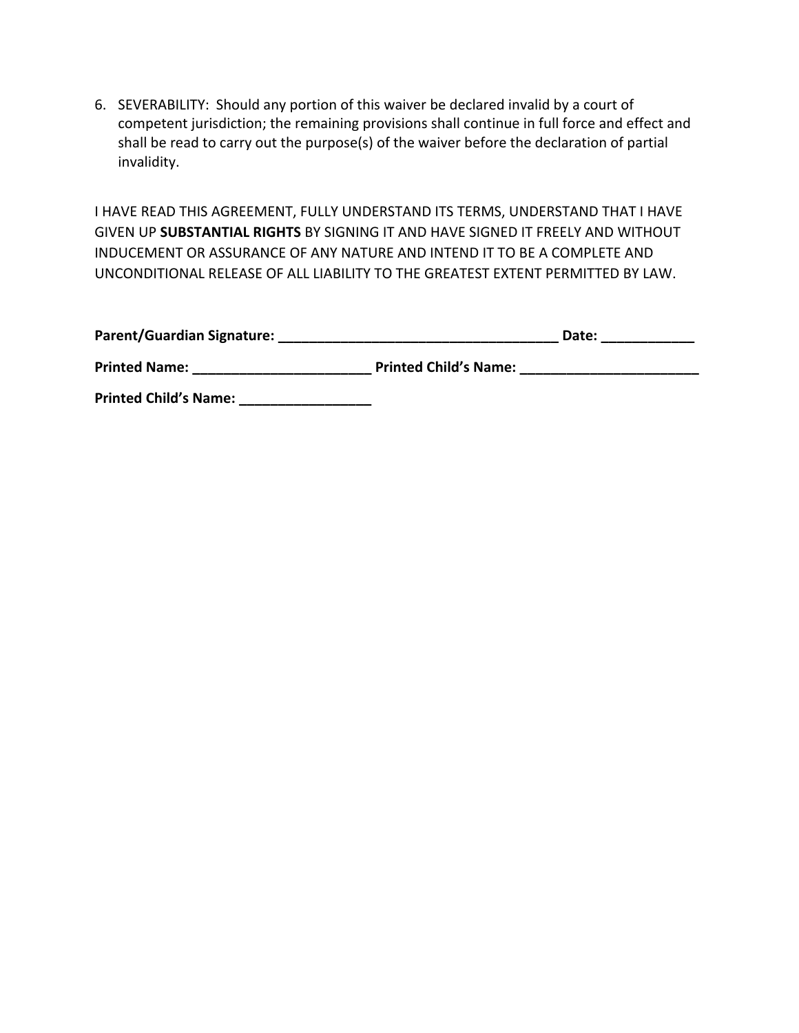6. SEVERABILITY: Should any portion of this waiver be declared invalid by a court of competent jurisdiction; the remaining provisions shall continue in full force and effect and shall be read to carry out the purpose(s) of the waiver before the declaration of partial invalidity.

I HAVE READ THIS AGREEMENT, FULLY UNDERSTAND ITS TERMS, UNDERSTAND THAT I HAVE GIVEN UP **SUBSTANTIAL RIGHTS** BY SIGNING IT AND HAVE SIGNED IT FREELY AND WITHOUT INDUCEMENT OR ASSURANCE OF ANY NATURE AND INTEND IT TO BE A COMPLETE AND UNCONDITIONAL RELEASE OF ALL LIABILITY TO THE GREATEST EXTENT PERMITTED BY LAW.

**Parent/Guardian Signature: _____________________________________ Date: ____________**

**Printed Name: _______________________ Printed Child's Name: _______________________**

**Printed Child's Name: _________________**